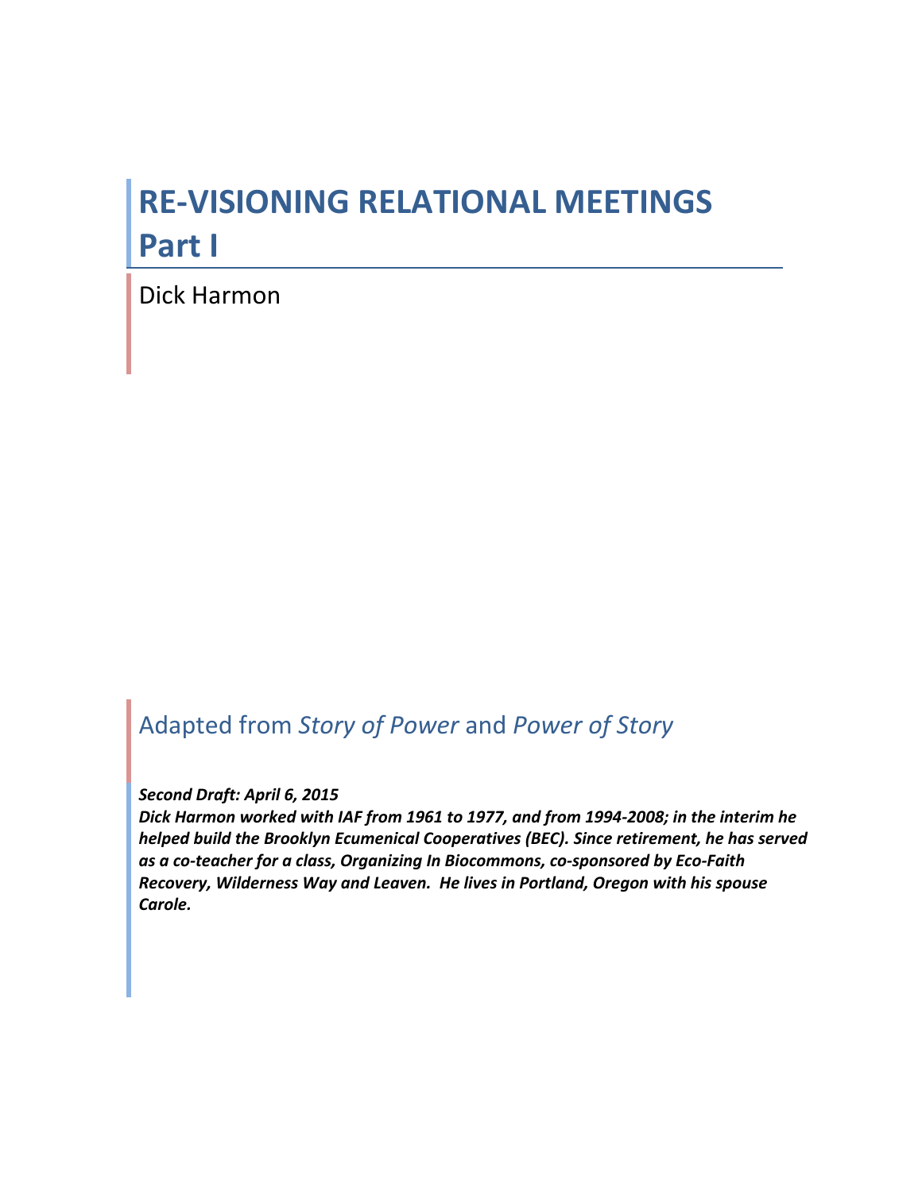# RE-VISIONING RELATIONAL MEETINGS Part I

Dick Harmon

## Adapted from *Story of Power* and *Power of Story*

***Second Draft: April 6, 2015***

***Dick Harmon worked with IAF from 1961 to 1977, and from 1994-2008; in the interim he helped build the Brooklyn Ecumenical Cooperatives (BEC). Since retirement, he has served as a co-teacher for a class, Organizing In Biocommons, co-sponsored by Eco-Faith Recovery, Wilderness Way and Leaven. He lives in Portland, Oregon with his spouse Carole.***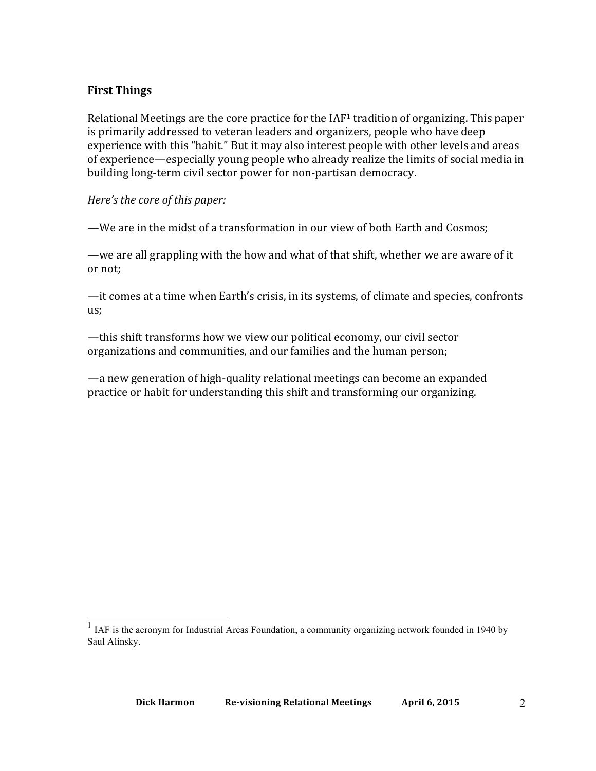**First Things**

Relational Meetings are the core practice for the IAF[1] tradition of organizing. This paper is primarily addressed to veteran leaders and organizers, people who have deep experience with this "habit." But it may also interest people with other levels and areas of experience—especially young people who already realize the limits of social media in building long-term civil sector power for non-partisan democracy.

*Here's the core of this paper:*

—We are in the midst of a transformation in our view of both Earth and Cosmos;

—we are all grappling with the how and what of that shift, whether we are aware of it or not;

—it comes at a time when Earth's crisis, in its systems, of climate and species, confronts us;

—this shift transforms how we view our political economy, our civil sector organizations and communities, and our families and the human person;

—a new generation of high-quality relational meetings can become an expanded practice or habit for understanding this shift and transforming our organizing.

---

[1] IAF is the acronym for Industrial Areas Foundation, a community organizing network founded in 1940 by Saul Alinsky.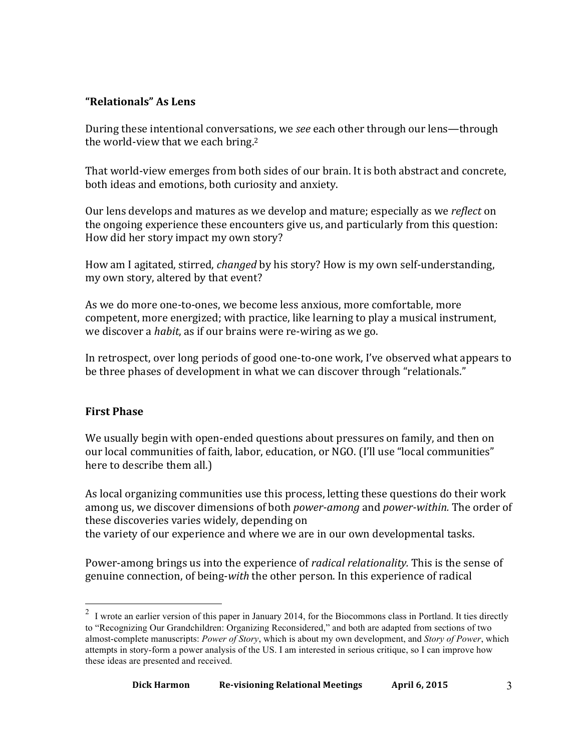**“Relationals” As Lens**

During these intentional conversations, we *see* each other through our lens—through the world-view that we each bring.[2]

That world-view emerges from both sides of our brain. It is both abstract and concrete, both ideas and emotions, both curiosity and anxiety.

Our lens develops and matures as we develop and mature; especially as we *reflect* on the ongoing experience these encounters give us, and particularly from this question: How did her story impact my own story?

How am I agitated, stirred, *changed* by his story? How is my own self-understanding, my own story, altered by that event?

As we do more one-to-ones, we become less anxious, more comfortable, more competent, more energized; with practice, like learning to play a musical instrument, we discover a *habit*, as if our brains were re-wiring as we go.

In retrospect, over long periods of good one-to-one work, I’ve observed what appears to be three phases of development in what we can discover through “relationals.”

**First Phase**

We usually begin with open-ended questions about pressures on family, and then on our local communities of faith, labor, education, or NGO. (I’ll use “local communities” here to describe them all.)

As local organizing communities use this process, letting these questions do their work among us, we discover dimensions of both *power-among* and *power-within.* The order of these discoveries varies widely, depending on the variety of our experience and where we are in our own developmental tasks.

Power-among brings us into the experience of *radical relationality.* This is the sense of genuine connection, of being-*with* the other person. In this experience of radical

[2] I wrote an earlier version of this paper in January 2014, for the Biocommons class in Portland. It ties directly to “Recognizing Our Grandchildren: Organizing Reconsidered,” and both are adapted from sections of two almost-complete manuscripts: *Power of Story*, which is about my own development, and *Story of Power*, which attempts in story-form a power analysis of the US. I am interested in serious critique, so I can improve how these ideas are presented and received.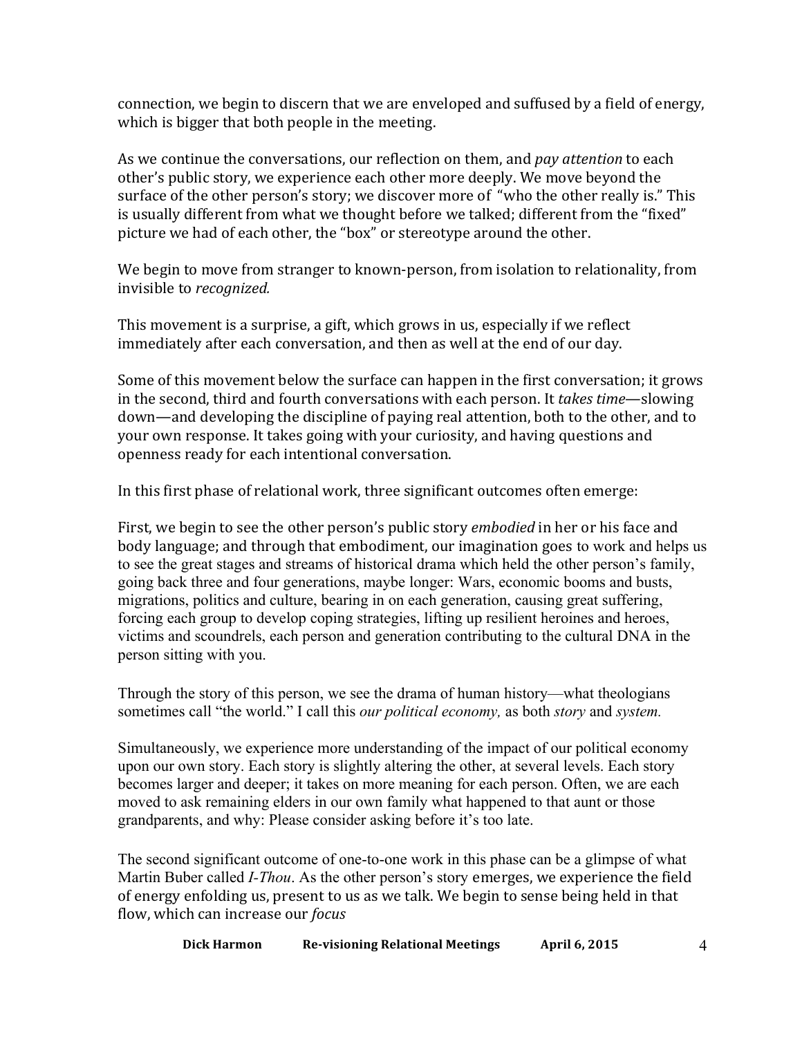connection, we begin to discern that we are enveloped and suffused by a field of energy, which is bigger that both people in the meeting.

As we continue the conversations, our reflection on them, and *pay attention* to each other's public story, we experience each other more deeply. We move beyond the surface of the other person's story; we discover more of "who the other really is." This is usually different from what we thought before we talked; different from the "fixed" picture we had of each other, the "box" or stereotype around the other.

We begin to move from stranger to known-person, from isolation to relationality, from invisible to *recognized.*

This movement is a surprise, a gift, which grows in us, especially if we reflect immediately after each conversation, and then as well at the end of our day.

Some of this movement below the surface can happen in the first conversation; it grows in the second, third and fourth conversations with each person. It *takes time*—slowing down—and developing the discipline of paying real attention, both to the other, and to your own response. It takes going with your curiosity, and having questions and openness ready for each intentional conversation.

In this first phase of relational work, three significant outcomes often emerge:

First, we begin to see the other person's public story *embodied* in her or his face and body language; and through that embodiment, our imagination goes to work and helps us to see the great stages and streams of historical drama which held the other person's family, going back three and four generations, maybe longer: Wars, economic booms and busts, migrations, politics and culture, bearing in on each generation, causing great suffering, forcing each group to develop coping strategies, lifting up resilient heroines and heroes, victims and scoundrels, each person and generation contributing to the cultural DNA in the person sitting with you.

Through the story of this person, we see the drama of human history—what theologians sometimes call "the world." I call this *our political economy,* as both *story* and *system.*

Simultaneously, we experience more understanding of the impact of our political economy upon our own story. Each story is slightly altering the other, at several levels. Each story becomes larger and deeper; it takes on more meaning for each person. Often, we are each moved to ask remaining elders in our own family what happened to that aunt or those grandparents, and why: Please consider asking before it's too late.

The second significant outcome of one-to-one work in this phase can be a glimpse of what Martin Buber called *I-Thou*. As the other person's story emerges, we experience the field of energy enfolding us, present to us as we talk. We begin to sense being held in that flow, which can increase our *focus*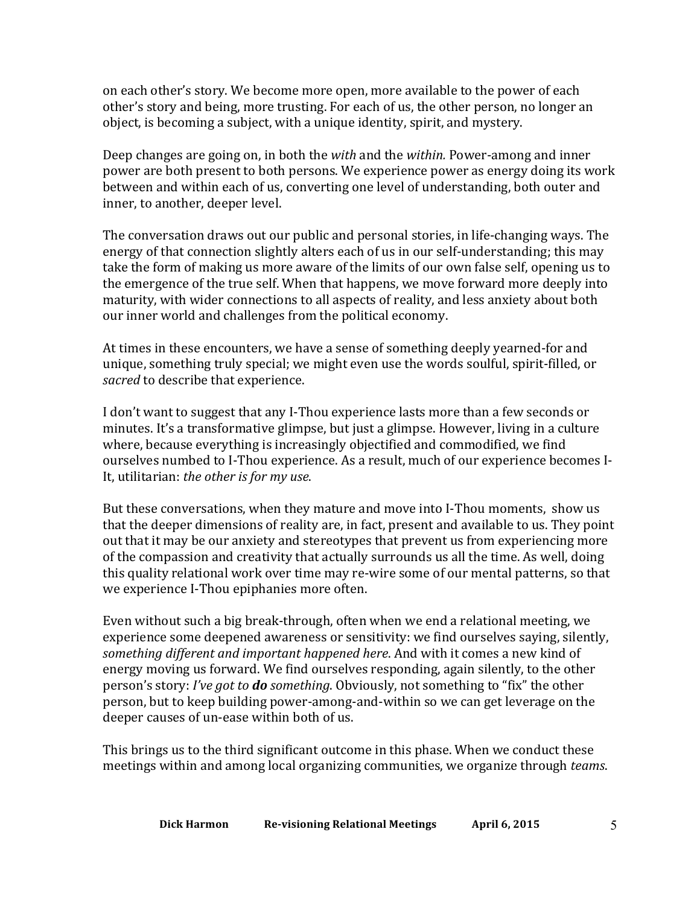on each other's story. We become more open, more available to the power of each other's story and being, more trusting. For each of us, the other person, no longer an object, is becoming a subject, with a unique identity, spirit, and mystery.

Deep changes are going on, in both the *with* and the *within.* Power-among and inner power are both present to both persons. We experience power as energy doing its work between and within each of us, converting one level of understanding, both outer and inner, to another, deeper level.

The conversation draws out our public and personal stories, in life-changing ways. The energy of that connection slightly alters each of us in our self-understanding; this may take the form of making us more aware of the limits of our own false self, opening us to the emergence of the true self. When that happens, we move forward more deeply into maturity, with wider connections to all aspects of reality, and less anxiety about both our inner world and challenges from the political economy.

At times in these encounters, we have a sense of something deeply yearned-for and unique, something truly special; we might even use the words soulful, spirit-filled, or *sacred* to describe that experience.

I don't want to suggest that any I-Thou experience lasts more than a few seconds or minutes. It's a transformative glimpse, but just a glimpse. However, living in a culture where, because everything is increasingly objectified and commodified, we find ourselves numbed to I-Thou experience. As a result, much of our experience becomes I-It, utilitarian: *the other is for my use*.

But these conversations, when they mature and move into I-Thou moments, show us that the deeper dimensions of reality are, in fact, present and available to us. They point out that it may be our anxiety and stereotypes that prevent us from experiencing more of the compassion and creativity that actually surrounds us all the time. As well, doing this quality relational work over time may re-wire some of our mental patterns, so that we experience I-Thou epiphanies more often.

Even without such a big break-through, often when we end a relational meeting, we experience some deepened awareness or sensitivity: we find ourselves saying, silently, *something different and important happened here*. And with it comes a new kind of energy moving us forward. We find ourselves responding, again silently, to the other person's story: *I've got to* ***do*** *something*. Obviously, not something to "fix" the other person, but to keep building power-among-and-within so we can get leverage on the deeper causes of un-ease within both of us.

This brings us to the third significant outcome in this phase. When we conduct these meetings within and among local organizing communities, we organize through *teams*.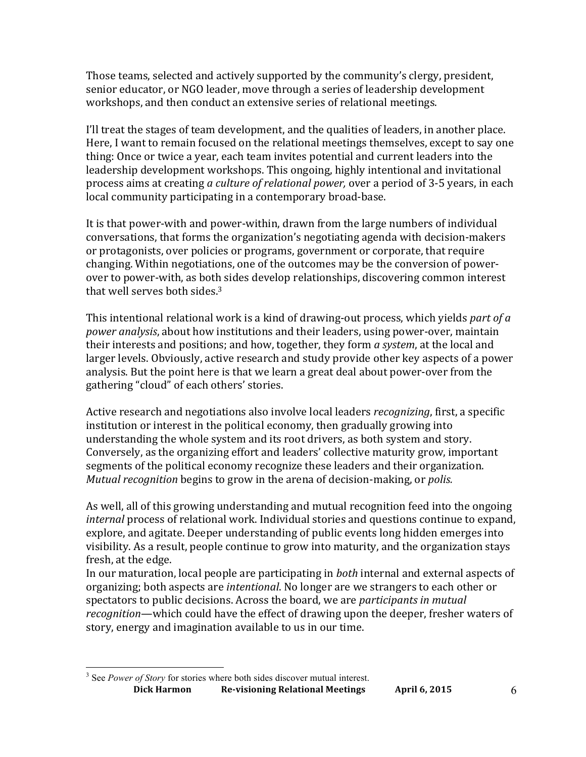Those teams, selected and actively supported by the community's clergy, president, senior educator, or NGO leader, move through a series of leadership development workshops, and then conduct an extensive series of relational meetings.

I'll treat the stages of team development, and the qualities of leaders, in another place. Here, I want to remain focused on the relational meetings themselves, except to say one thing: Once or twice a year, each team invites potential and current leaders into the leadership development workshops. This ongoing, highly intentional and invitational process aims at creating *a culture of relational power,* over a period of 3-5 years, in each local community participating in a contemporary broad-base.

It is that power-with and power-within, drawn from the large numbers of individual conversations, that forms the organization's negotiating agenda with decision-makers or protagonists, over policies or programs, government or corporate, that require changing. Within negotiations, one of the outcomes may be the conversion of power-over to power-with, as both sides develop relationships, discovering common interest that well serves both sides.[3]

This intentional relational work is a kind of drawing-out process, which yields *part of a power analysis*, about how institutions and their leaders, using power-over, maintain their interests and positions; and how, together, they form *a system*, at the local and larger levels. Obviously, active research and study provide other key aspects of a power analysis. But the point here is that we learn a great deal about power-over from the gathering "cloud" of each others' stories.

Active research and negotiations also involve local leaders *recognizing*, first, a specific institution or interest in the political economy, then gradually growing into understanding the whole system and its root drivers, as both system and story. Conversely, as the organizing effort and leaders' collective maturity grow, important segments of the political economy recognize these leaders and their organization. *Mutual recognition* begins to grow in the arena of decision-making, or *polis.*

As well, all of this growing understanding and mutual recognition feed into the ongoing *internal* process of relational work. Individual stories and questions continue to expand, explore, and agitate. Deeper understanding of public events long hidden emerges into visibility. As a result, people continue to grow into maturity, and the organization stays fresh, at the edge.

In our maturation, local people are participating in *both* internal and external aspects of organizing; both aspects are *intentional*. No longer are we strangers to each other or spectators to public decisions. Across the board, we are *participants in mutual recognition*—which could have the effect of drawing upon the deeper, fresher waters of story, energy and imagination available to us in our time.

---

[3] See *Power of Story* for stories where both sides discover mutual interest.